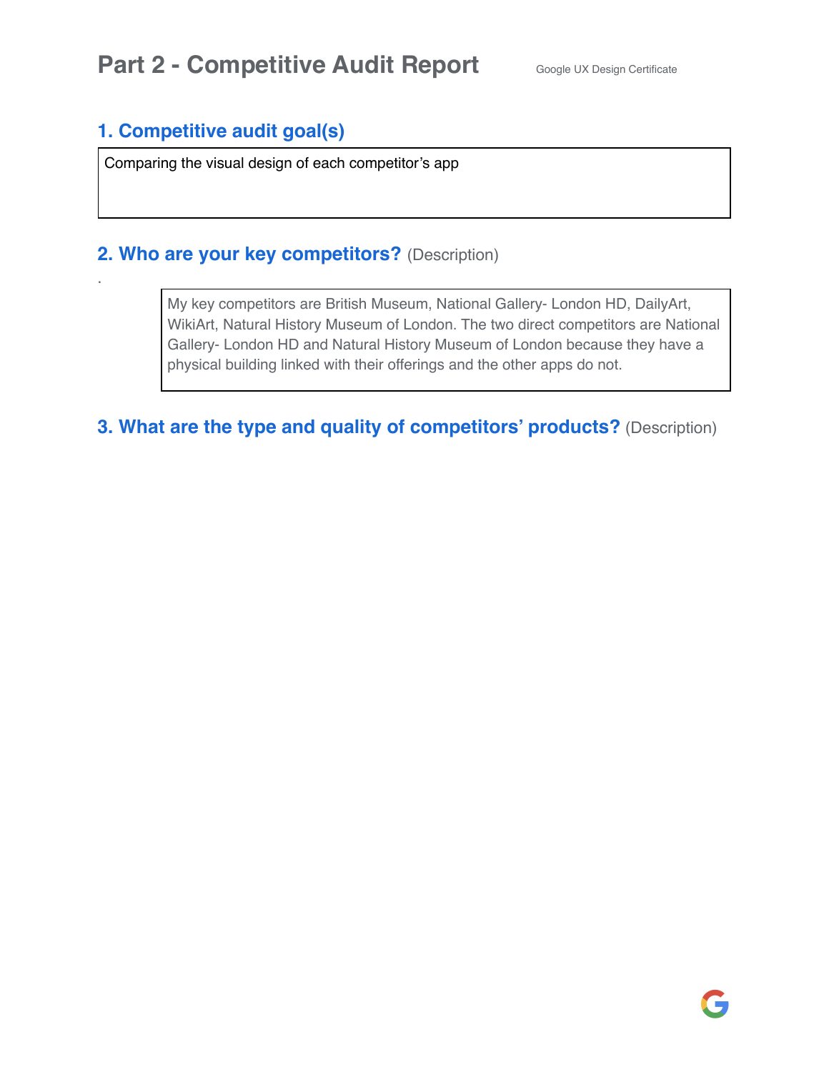# Part 2 - Competitive Audit Report

Google UX Design Certificate

## 1. Competitive audit goal(s)

Comparing the visual design of each competitor's app

## 2. Who are your key competitors? (Description)

My key competitors are British Museum, National Gallery- London HD, DailyArt, WikiArt, Natural History Museum of London. The two direct competitors are National Gallery- London HD and Natural History Museum of London because they have a physical building linked with their offerings and the other apps do not.

## 3. What are the type and quality of competitors' products? (Description)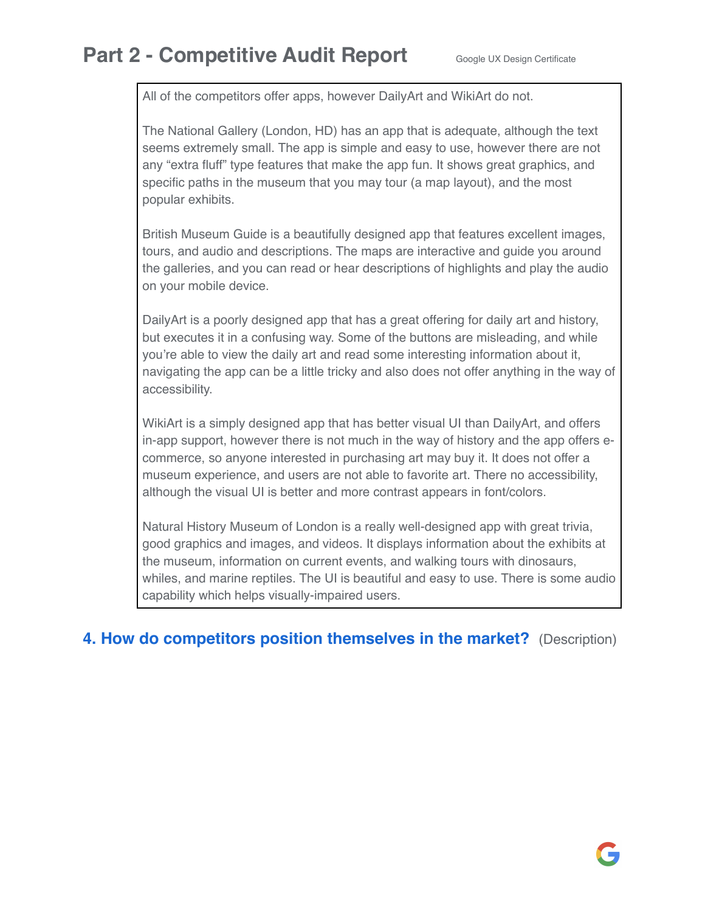# Part 2 - Competitive Audit Report

All of the competitors offer apps, however DailyArt and WikiArt do not.

The National Gallery (London, HD) has an app that is adequate, although the text seems extremely small. The app is simple and easy to use, however there are not any "extra fluff" type features that make the app fun. It shows great graphics, and specific paths in the museum that you may tour (a map layout), and the most popular exhibits.

British Museum Guide is a beautifully designed app that features excellent images, tours, and audio and descriptions. The maps are interactive and guide you around the galleries, and you can read or hear descriptions of highlights and play the audio on your mobile device.

DailyArt is a poorly designed app that has a great offering for daily art and history, but executes it in a confusing way. Some of the buttons are misleading, and while you're able to view the daily art and read some interesting information about it, navigating the app can be a little tricky and also does not offer anything in the way of accessibility.

WikiArt is a simply designed app that has better visual UI than DailyArt, and offers in-app support, however there is not much in the way of history and the app offers e-commerce, so anyone interested in purchasing art may buy it. It does not offer a museum experience, and users are not able to favorite art. There no accessibility, although the visual UI is better and more contrast appears in font/colors.

Natural History Museum of London is a really well-designed app with great trivia, good graphics and images, and videos. It displays information about the exhibits at the museum, information on current events, and walking tours with dinosaurs, whiles, and marine reptiles. The UI is beautiful and easy to use. There is some audio capability which helps visually-impaired users.

## 4. How do competitors position themselves in the market? (Description)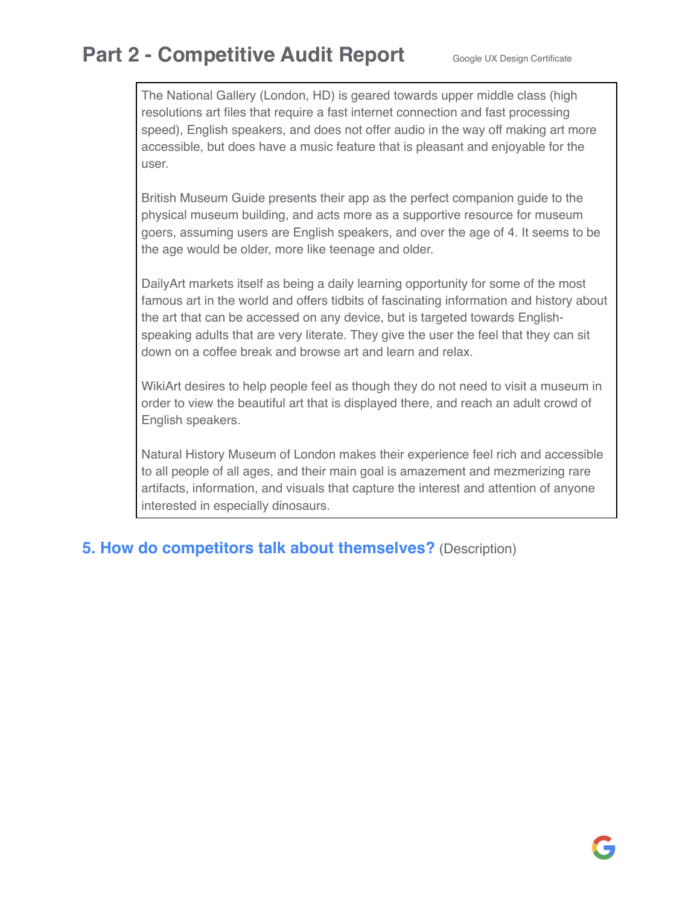## Part 2 - Competitive Audit Report

Google UX Design Certificate

The National Gallery (London, HD) is geared towards upper middle class (high resolutions art files that require a fast internet connection and fast processing speed), English speakers, and does not offer audio in the way off making art more accessible, but does have a music feature that is pleasant and enjoyable for the user.

British Museum Guide presents their app as the perfect companion guide to the physical museum building, and acts more as a supportive resource for museum goers, assuming users are English speakers, and over the age of 4. It seems to be the age would be older, more like teenage and older.

DailyArt markets itself as being a daily learning opportunity for some of the most famous art in the world and offers tidbits of fascinating information and history about the art that can be accessed on any device, but is targeted towards English-speaking adults that are very literate. They give the user the feel that they can sit down on a coffee break and browse art and learn and relax.

WikiArt desires to help people feel as though they do not need to visit a museum in order to view the beautiful art that is displayed there, and reach an adult crowd of English speakers.

Natural History Museum of London makes their experience feel rich and accessible to all people of all ages, and their main goal is amazement and mezmerizing rare artifacts, information, and visuals that capture the interest and attention of anyone interested in especially dinosaurs.

### 5. How do competitors talk about themselves? (Description)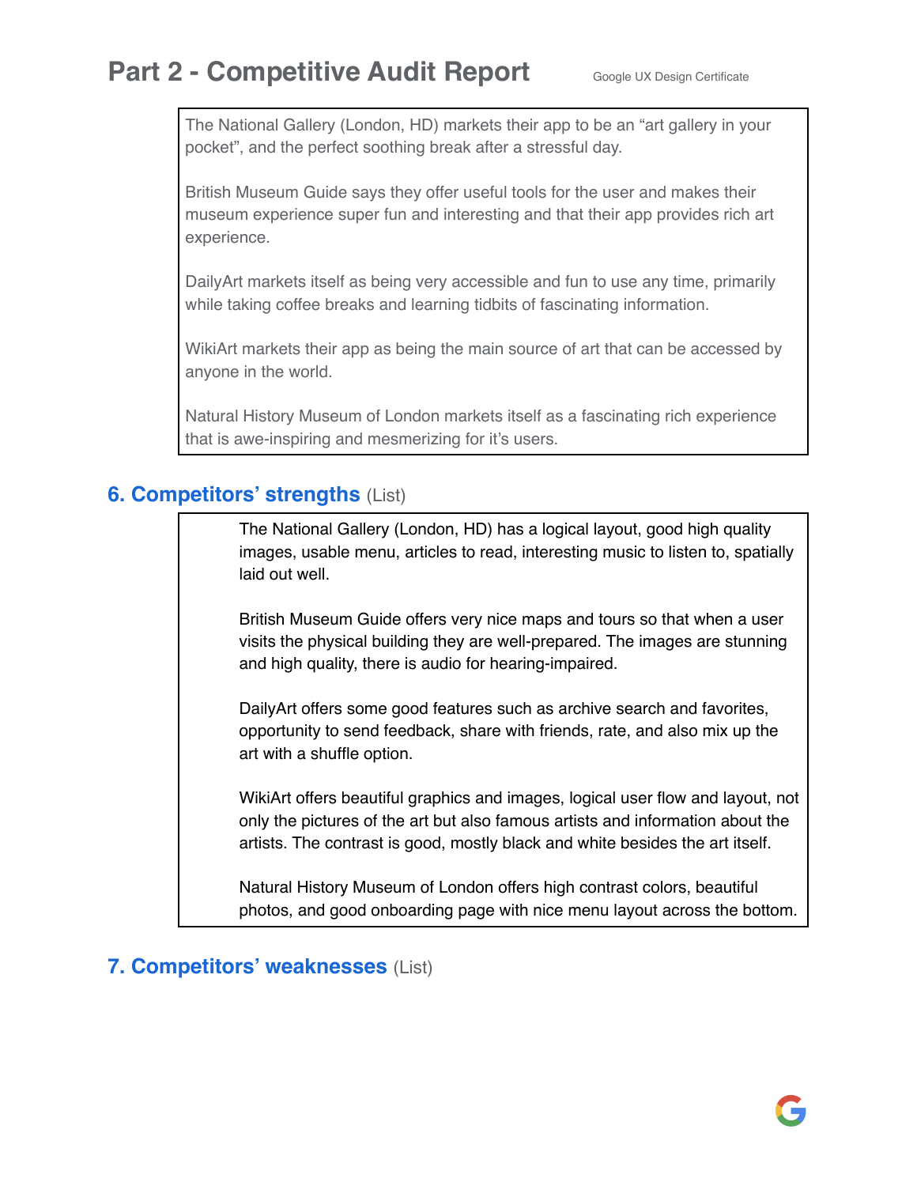## Part 2 - Competitive Audit Report

The National Gallery (London, HD) markets their app to be an "art gallery in your pocket", and the perfect soothing break after a stressful day.

British Museum Guide says they offer useful tools for the user and makes their museum experience super fun and interesting and that their app provides rich art experience.

DailyArt markets itself as being very accessible and fun to use any time, primarily while taking coffee breaks and learning tidbits of fascinating information.

WikiArt markets their app as being the main source of art that can be accessed by anyone in the world.

Natural History Museum of London markets itself as a fascinating rich experience that is awe-inspiring and mesmerizing for it's users.

### 6. Competitors' strengths (List)

The National Gallery (London, HD) has a logical layout, good high quality images, usable menu, articles to read, interesting music to listen to, spatially laid out well.

British Museum Guide offers very nice maps and tours so that when a user visits the physical building they are well-prepared. The images are stunning and high quality, there is audio for hearing-impaired.

DailyArt offers some good features such as archive search and favorites, opportunity to send feedback, share with friends, rate, and also mix up the art with a shuffle option.

WikiArt offers beautiful graphics and images, logical user flow and layout, not only the pictures of the art but also famous artists and information about the artists. The contrast is good, mostly black and white besides the art itself.

Natural History Museum of London offers high contrast colors, beautiful photos, and good onboarding page with nice menu layout across the bottom.

### 7. Competitors' weaknesses (List)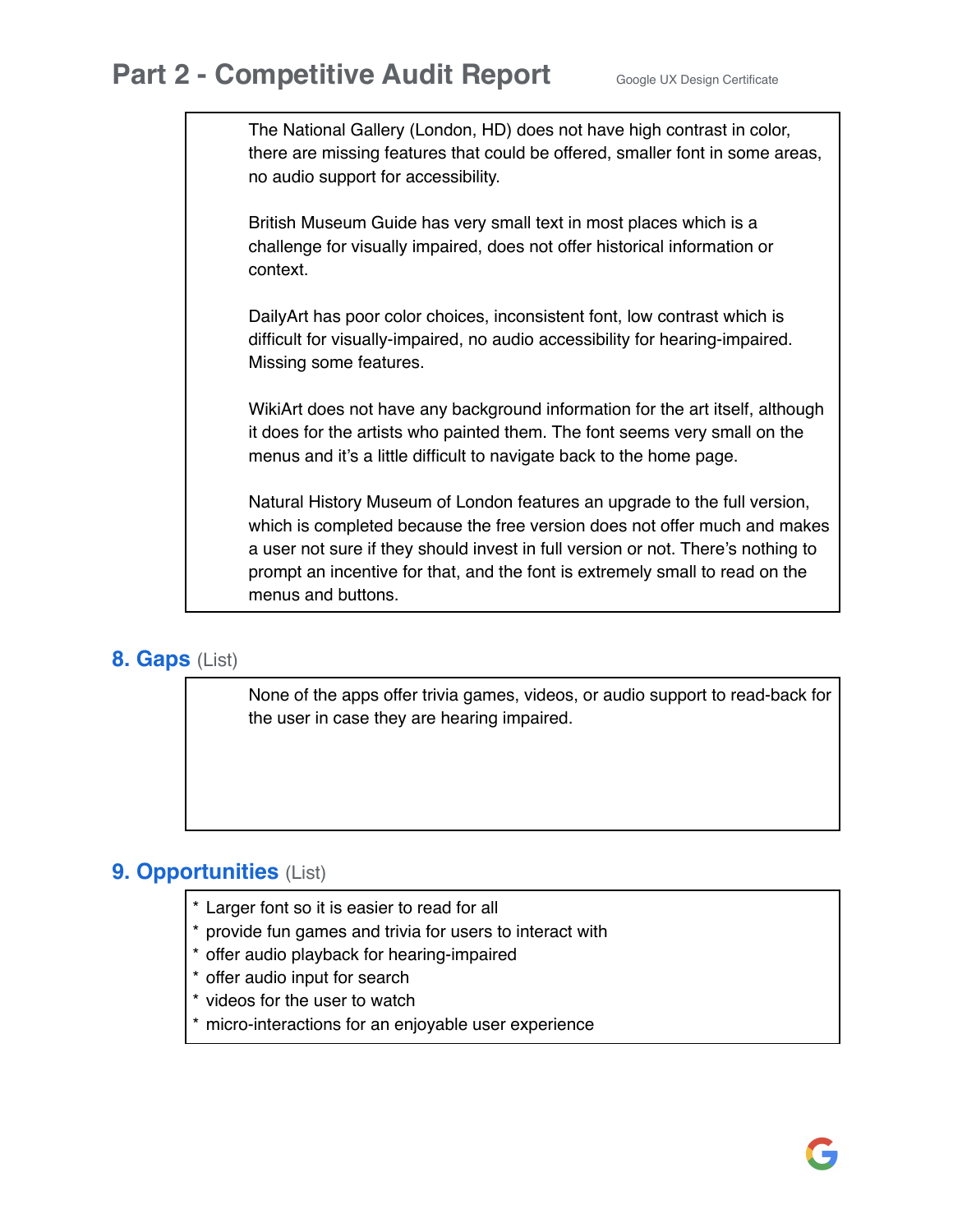## Part 2 - Competitive Audit Report

The National Gallery (London, HD) does not have high contrast in color, there are missing features that could be offered, smaller font in some areas, no audio support for accessibility.

British Museum Guide has very small text in most places which is a challenge for visually impaired, does not offer historical information or context.

DailyArt has poor color choices, inconsistent font, low contrast which is difficult for visually-impaired, no audio accessibility for hearing-impaired. Missing some features.

WikiArt does not have any background information for the art itself, although it does for the artists who painted them. The font seems very small on the menus and it's a little difficult to navigate back to the home page.

Natural History Museum of London features an upgrade to the full version, which is completed because the free version does not offer much and makes a user not sure if they should invest in full version or not. There's nothing to prompt an incentive for that, and the font is extremely small to read on the menus and buttons.

### 8. Gaps (List)

None of the apps offer trivia games, videos, or audio support to read-back for the user in case they are hearing impaired.

### 9. Opportunities (List)

* Larger font so it is easier to read for all
* provide fun games and trivia for users to interact with
* offer audio playback for hearing-impaired
* offer audio input for search
* videos for the user to watch
* micro-interactions for an enjoyable user experience